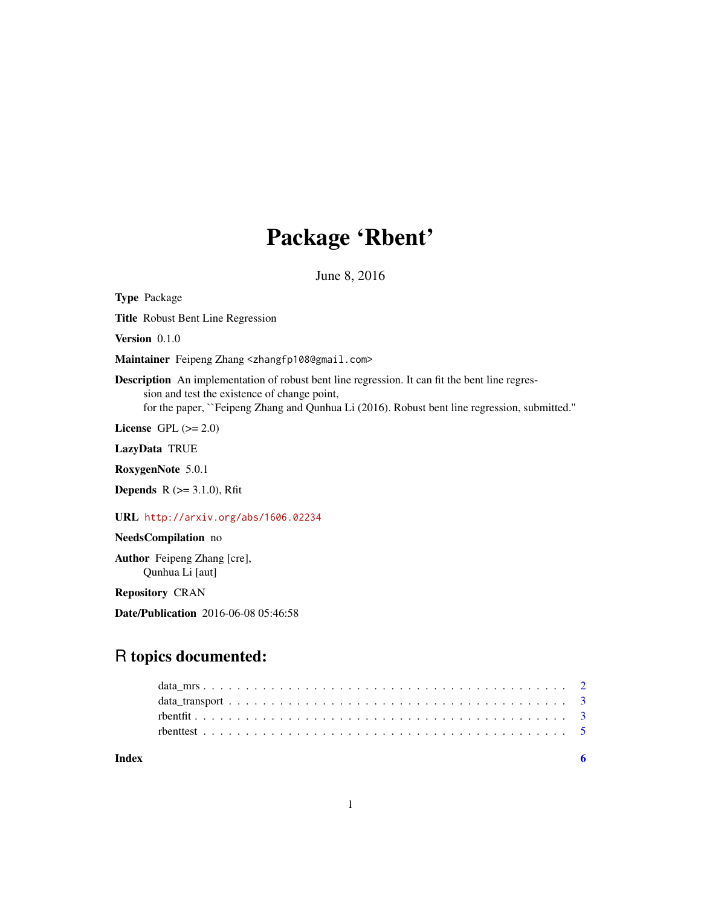# Package 'Rbent'

June 8, 2016

**Type** Package

**Title** Robust Bent Line Regression

**Version** 0.1.0

**Maintainer** Feipeng Zhang <zhangfp108@gmail.com>

**Description** An implementation of robust bent line regression. It can fit the bent line regression and test the existence of change point,
for the paper, ``Feipeng Zhang and Qunhua Li (2016). Robust bent line regression, submitted.''

**License** GPL (>= 2.0)

**LazyData** TRUE

**RoxygenNote** 5.0.1

**Depends** R (>= 3.1.0), Rfit

**URL** http://arxiv.org/abs/1606.02234

**NeedsCompilation** no

**Author** Feipeng Zhang [cre],
Qunhua Li [aut]

**Repository** CRAN

**Date/Publication** 2016-06-08 05:46:58

## R topics documented:

- data_mrs . . . . . . . . . . . . . . . . . . . . . . . . . . . . . . . . . . . . . . . . 2
- data_transport . . . . . . . . . . . . . . . . . . . . . . . . . . . . . . . . . . . . . 3
- rbentfit . . . . . . . . . . . . . . . . . . . . . . . . . . . . . . . . . . . . . . . . 3
- rbenttest . . . . . . . . . . . . . . . . . . . . . . . . . . . . . . . . . . . . . . . 5

**Index** 6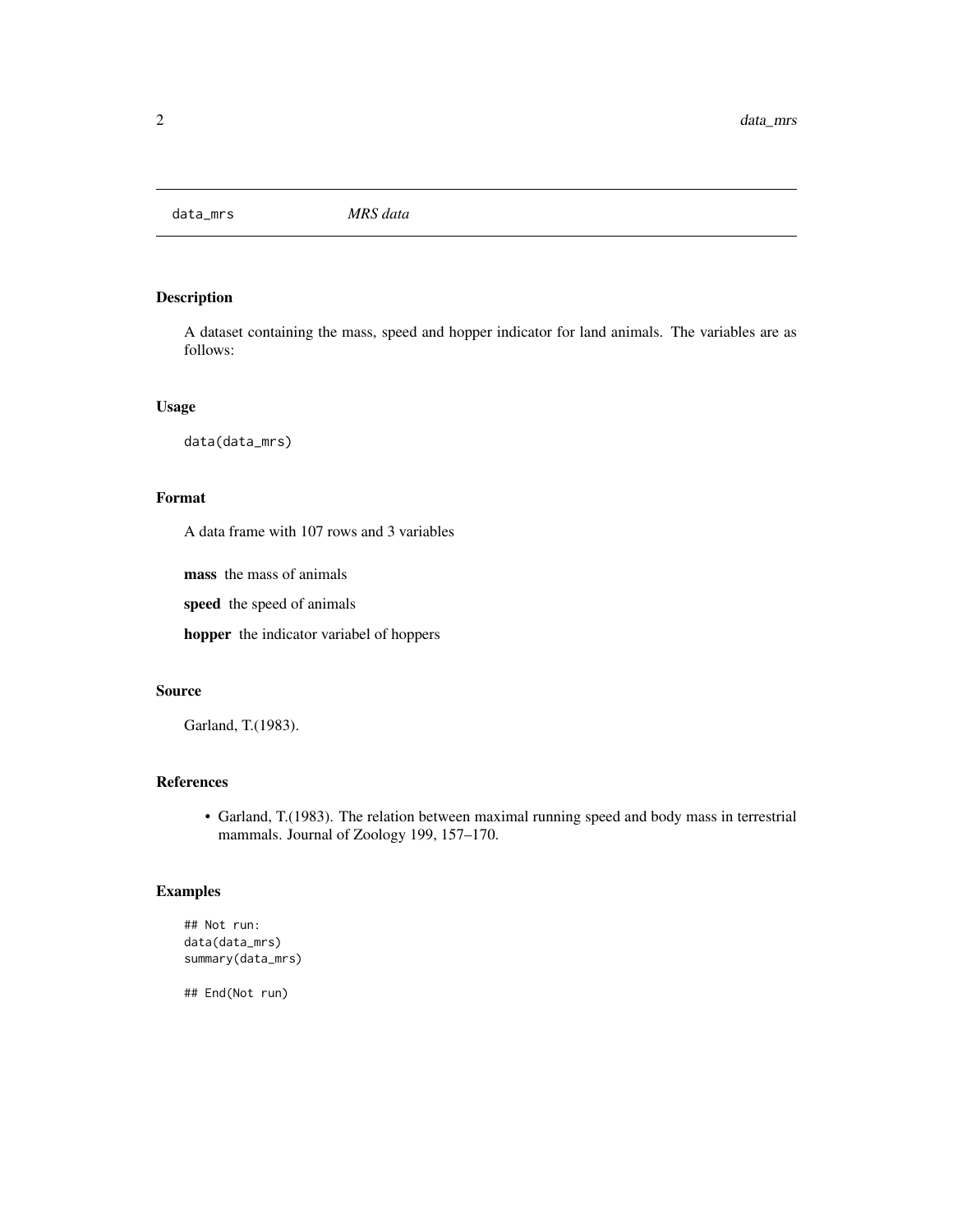data_mrs *MRS data*

## Description

A dataset containing the mass, speed and hopper indicator for land animals. The variables are as follows:

## Usage

```
data(data_mrs)
```

## Format

A data frame with 107 rows and 3 variables

**mass** the mass of animals

**speed** the speed of animals

**hopper** the indicator variabel of hoppers

## Source

Garland, T.(1983).

## References

- Garland, T.(1983). The relation between maximal running speed and body mass in terrestrial mammals. Journal of Zoology 199, 157–170.

## Examples

```
## Not run:
data(data_mrs)
summary(data_mrs)

## End(Not run)
```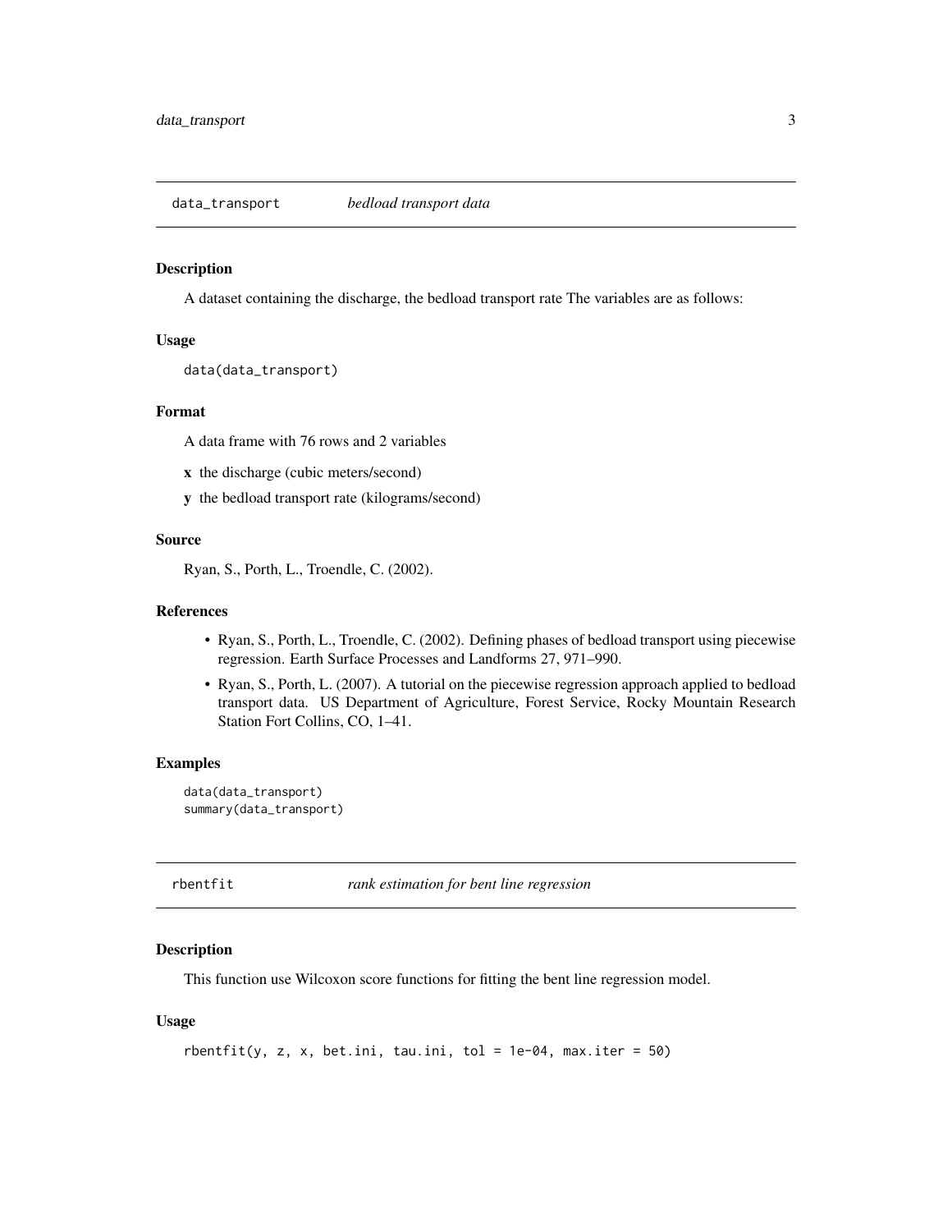## data_transport *bedload transport data*

### Description

A dataset containing the discharge, the bedload transport rate The variables are as follows:

### Usage

```
data(data_transport)
```

### Format

A data frame with 76 rows and 2 variables

- **x** the discharge (cubic meters/second)
- **y** the bedload transport rate (kilograms/second)

### Source

Ryan, S., Porth, L., Troendle, C. (2002).

### References

- Ryan, S., Porth, L., Troendle, C. (2002). Defining phases of bedload transport using piecewise regression. Earth Surface Processes and Landforms 27, 971–990.
- Ryan, S., Porth, L. (2007). A tutorial on the piecewise regression approach applied to bedload transport data. US Department of Agriculture, Forest Service, Rocky Mountain Research Station Fort Collins, CO, 1–41.

### Examples

```
data(data_transport)
summary(data_transport)
```

## rbentfit *rank estimation for bent line regression*

### Description

This function use Wilcoxon score functions for fitting the bent line regression model.

### Usage

```
rbentfit(y, z, x, bet.ini, tau.ini, tol = 1e-04, max.iter = 50)
```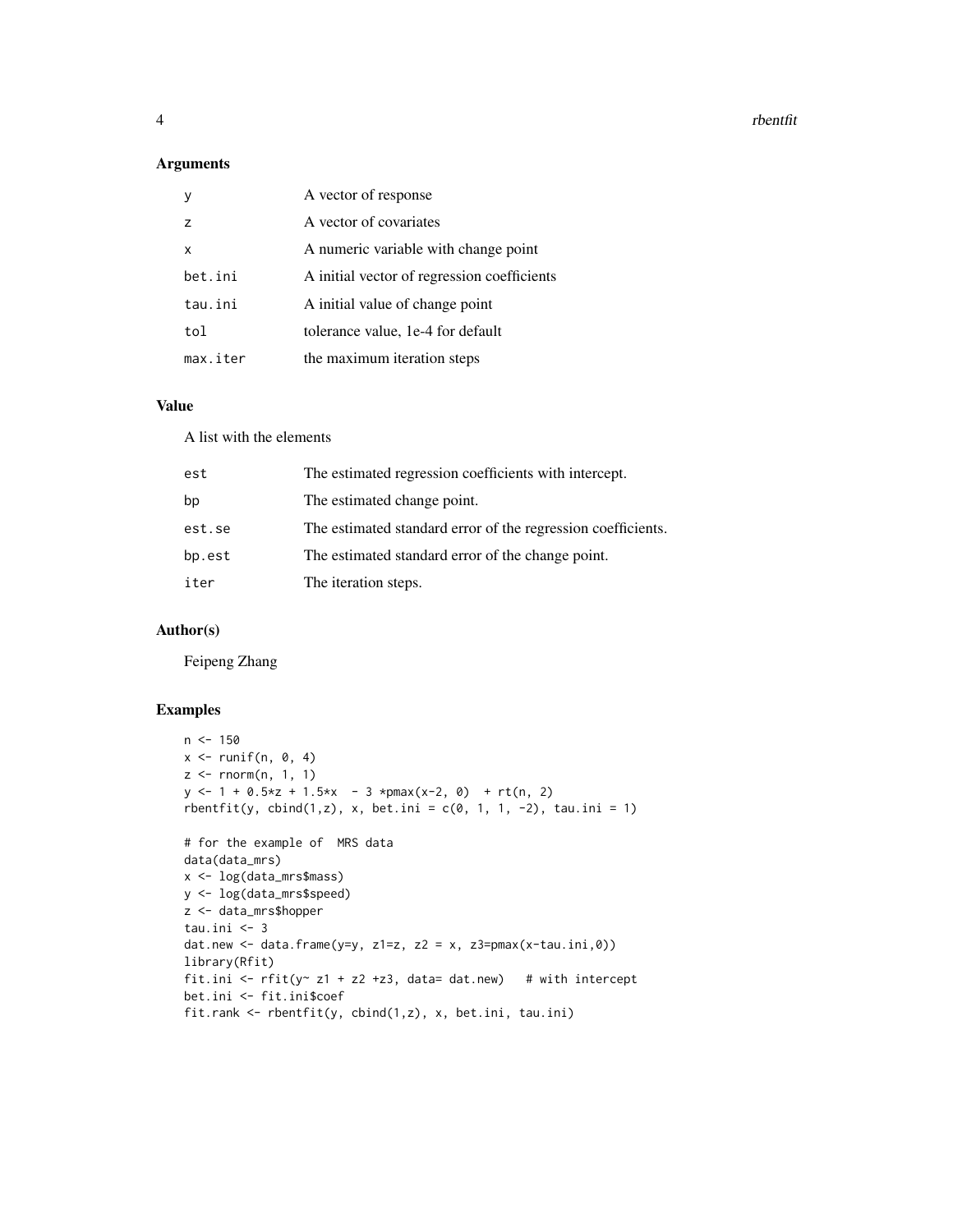## Arguments

| | |
|---|---|
| y | A vector of response |
| z | A vector of covariates |
| x | A numeric variable with change point |
| bet.ini | A initial vector of regression coefficients |
| tau.ini | A initial value of change point |
| tol | tolerance value, 1e-4 for default |
| max.iter | the maximum iteration steps |

## Value

A list with the elements

| | |
|---|---|
| est | The estimated regression coefficients with intercept. |
| bp | The estimated change point. |
| est.se | The estimated standard error of the regression coefficients. |
| bp.est | The estimated standard error of the change point. |
| iter | The iteration steps. |

## Author(s)

Feipeng Zhang

## Examples

```
n <- 150
x <- runif(n, 0, 4)
z <- rnorm(n, 1, 1)
y <- 1 + 0.5*z + 1.5*x  - 3 *pmax(x-2, 0)  + rt(n, 2)
rbentfit(y, cbind(1,z), x, bet.ini = c(0, 1, 1, -2), tau.ini = 1)

# for the example of  MRS data
data(data_mrs)
x <- log(data_mrs$mass)
y <- log(data_mrs$speed)
z <- data_mrs$hopper
tau.ini <- 3
dat.new <- data.frame(y=y, z1=z, z2 = x, z3=pmax(x-tau.ini,0))
library(Rfit)
fit.ini <- rfit(y~ z1 + z2 +z3, data= dat.new)   # with intercept
bet.ini <- fit.ini$coef
fit.rank <- rbentfit(y, cbind(1,z), x, bet.ini, tau.ini)
```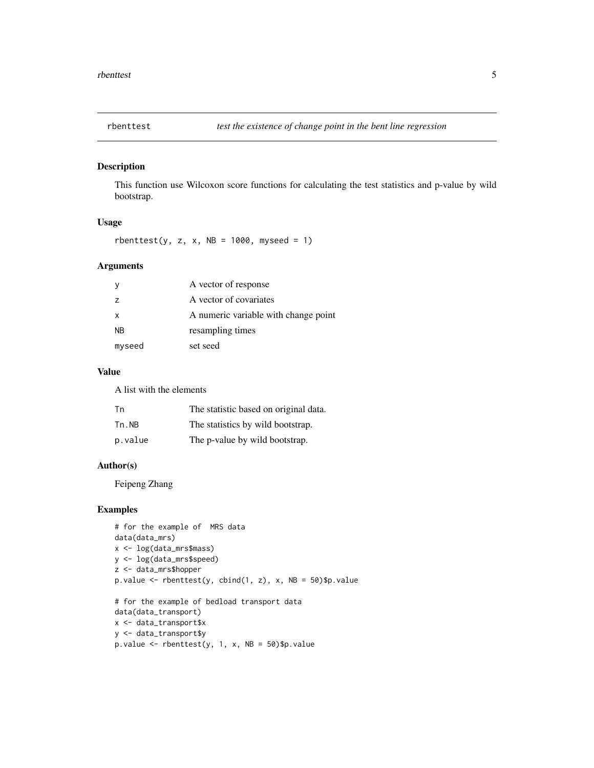## rbenttest — *test the existence of change point in the bent line regression*

### Description

This function use Wilcoxon score functions for calculating the test statistics and p-value by wild bootstrap.

### Usage

```
rbenttest(y, z, x, NB = 1000, myseed = 1)
```

### Arguments

| | |
|---|---|
| y | A vector of response |
| z | A vector of covariates |
| x | A numeric variable with change point |
| NB | resampling times |
| myseed | set seed |

### Value

A list with the elements

| | |
|---|---|
| Tn | The statistic based on original data. |
| Tn.NB | The statistics by wild bootstrap. |
| p.value | The p-value by wild bootstrap. |

### Author(s)

Feipeng Zhang

### Examples

```
# for the example of  MRS data
data(data_mrs)
x <- log(data_mrs$mass)
y <- log(data_mrs$speed)
z <- data_mrs$hopper
p.value <- rbenttest(y, cbind(1, z), x, NB = 50)$p.value

# for the example of bedload transport data
data(data_transport)
x <- data_transport$x
y <- data_transport$y
p.value <- rbenttest(y, 1, x, NB = 50)$p.value
```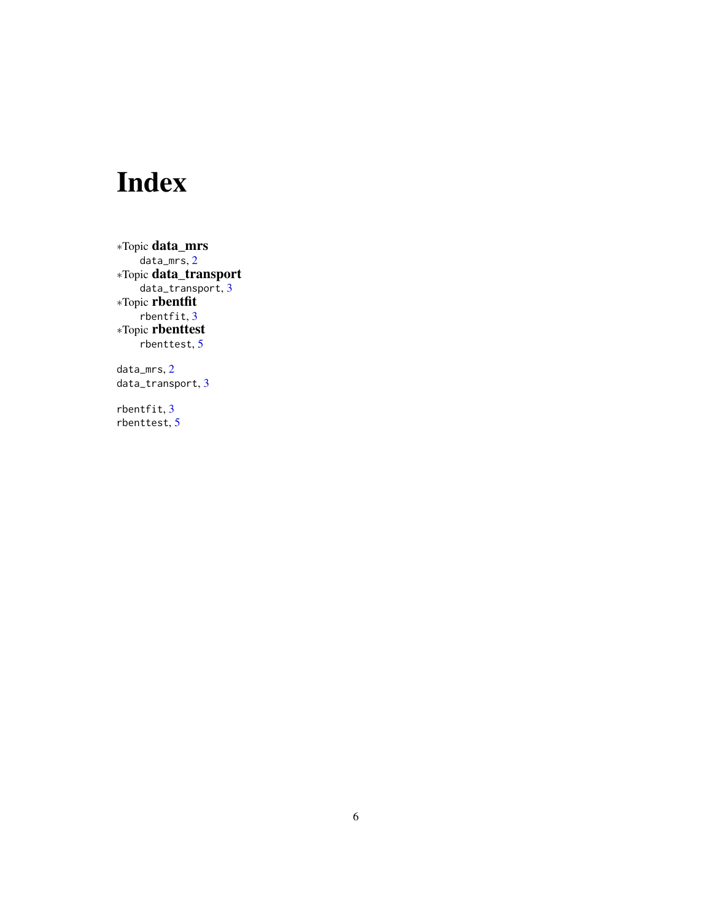# Index

∗Topic **data_mrs**
    data_mrs, 2
∗Topic **data_transport**
    data_transport, 3
∗Topic **rbentfit**
    rbentfit, 3
∗Topic **rbenttest**
    rbenttest, 5

data_mrs, 2
data_transport, 3

rbentfit, 3
rbenttest, 5